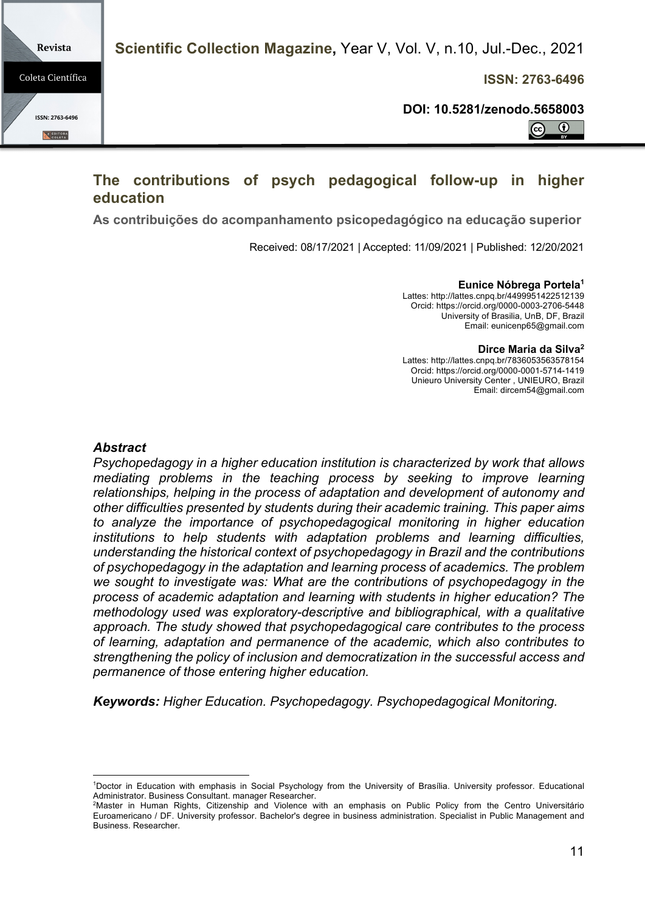# The contributions of psych pedagogical follow-up in higher education

**As contribuições do acompanhamento psicopedagógico na educação superior**

Received: 08/17/2021 | Accepted: 11/09/2021 | Published: 12/20/2021

**Eunice Nóbrega Portela[1]**
Lattes: http://lattes.cnpq.br/4499951422512139
Orcid: https://orcid.org/0000-0003-2706-5448
University of Brasilia, UnB, DF, Brazil
Email: eunicenp65@gmail.com

**Dirce Maria da Silva[2]**
Lattes: http://lattes.cnpq.br/7836053563578154
Orcid: https://orcid.org/0000-0001-5714-1419
Unieuro University Center , UNIEURO, Brazil
Email: dircem54@gmail.com

***Abstract***

*Psychopedagogy in a higher education institution is characterized by work that allows mediating problems in the teaching process by seeking to improve learning relationships, helping in the process of adaptation and development of autonomy and other difficulties presented by students during their academic training. This paper aims to analyze the importance of psychopedagogical monitoring in higher education institutions to help students with adaptation problems and learning difficulties, understanding the historical context of psychopedagogy in Brazil and the contributions of psychopedagogy in the adaptation and learning process of academics. The problem we sought to investigate was: What are the contributions of psychopedagogy in the process of academic adaptation and learning with students in higher education? The methodology used was exploratory-descriptive and bibliographical, with a qualitative approach. The study showed that psychopedagogical care contributes to the process of learning, adaptation and permanence of the academic, which also contributes to strengthening the policy of inclusion and democratization in the successful access and permanence of those entering higher education.*

***Keywords:*** *Higher Education. Psychopedagogy. Psychopedagogical Monitoring.*

---

[1]Doctor in Education with emphasis in Social Psychology from the University of Brasília. University professor. Educational Administrator. Business Consultant. manager Researcher.

[2]Master in Human Rights, Citizenship and Violence with an emphasis on Public Policy from the Centro Universitário Euroamericano / DF. University professor. Bachelor's degree in business administration. Specialist in Public Management and Business. Researcher.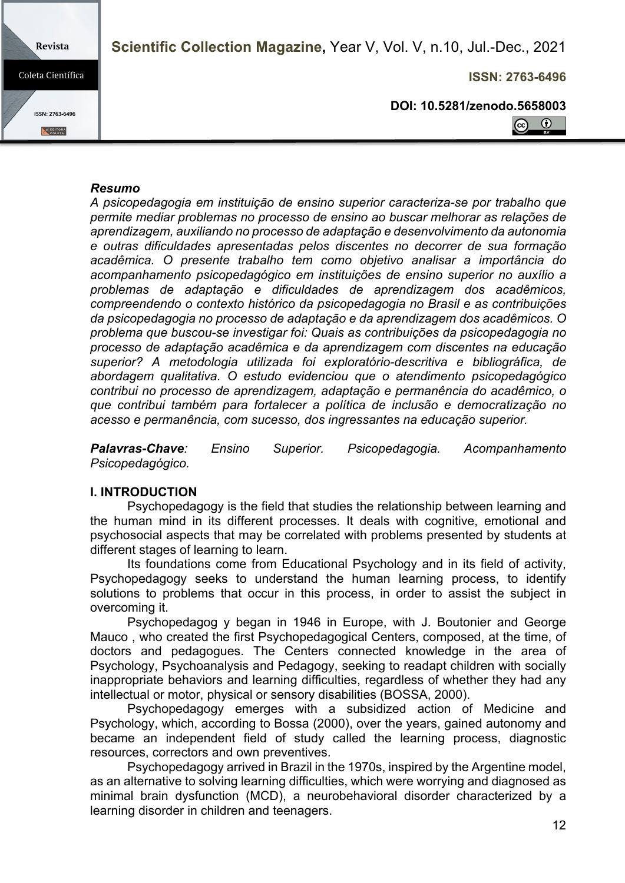***Resumo***

*A psicopedagogia em instituição de ensino superior caracteriza-se por trabalho que permite mediar problemas no processo de ensino ao buscar melhorar as relações de aprendizagem, auxiliando no processo de adaptação e desenvolvimento da autonomia e outras dificuldades apresentadas pelos discentes no decorrer de sua formação acadêmica. O presente trabalho tem como objetivo analisar a importância do acompanhamento psicopedagógico em instituições de ensino superior no auxílio a problemas de adaptação e dificuldades de aprendizagem dos acadêmicos, compreendendo o contexto histórico da psicopedagogia no Brasil e as contribuições da psicopedagogia no processo de adaptação e da aprendizagem dos acadêmicos. O problema que buscou-se investigar foi: Quais as contribuições da psicopedagogia no processo de adaptação acadêmica e da aprendizagem com discentes na educação superior? A metodologia utilizada foi exploratório-descritiva e bibliográfica, de abordagem qualitativa. O estudo evidenciou que o atendimento psicopedagógico contribui no processo de aprendizagem, adaptação e permanência do acadêmico, o que contribui também para fortalecer a política de inclusão e democratização no acesso e permanência, com sucesso, dos ingressantes na educação superior.*

***Palavras-Chave****: Ensino Superior. Psicopedagogia. Acompanhamento Psicopedagógico.*

## I. INTRODUCTION

Psychopedagogy is the field that studies the relationship between learning and the human mind in its different processes. It deals with cognitive, emotional and psychosocial aspects that may be correlated with problems presented by students at different stages of learning to learn.

Its foundations come from Educational Psychology and in its field of activity, Psychopedagogy seeks to understand the human learning process, to identify solutions to problems that occur in this process, in order to assist the subject in overcoming it.

Psychopedagog y began in 1946 in Europe, with J. Boutonier and George Mauco , who created the first Psychopedagogical Centers, composed, at the time, of doctors and pedagogues. The Centers connected knowledge in the area of Psychology, Psychoanalysis and Pedagogy, seeking to readapt children with socially inappropriate behaviors and learning difficulties, regardless of whether they had any intellectual or motor, physical or sensory disabilities (BOSSA, 2000).

Psychopedagogy emerges with a subsidized action of Medicine and Psychology, which, according to Bossa (2000), over the years, gained autonomy and became an independent field of study called the learning process, diagnostic resources, correctors and own preventives.

Psychopedagogy arrived in Brazil in the 1970s, inspired by the Argentine model, as an alternative to solving learning difficulties, which were worrying and diagnosed as minimal brain dysfunction (MCD), a neurobehavioral disorder characterized by a learning disorder in children and teenagers.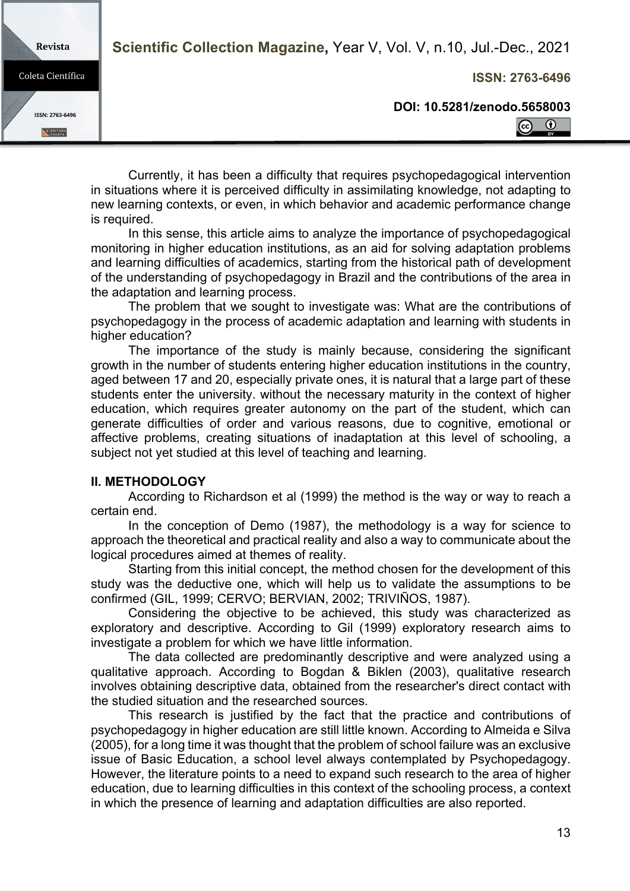Currently, it has been a difficulty that requires psychopedagogical intervention in situations where it is perceived difficulty in assimilating knowledge, not adapting to new learning contexts, or even, in which behavior and academic performance change is required.

In this sense, this article aims to analyze the importance of psychopedagogical monitoring in higher education institutions, as an aid for solving adaptation problems and learning difficulties of academics, starting from the historical path of development of the understanding of psychopedagogy in Brazil and the contributions of the area in the adaptation and learning process.

The problem that we sought to investigate was: What are the contributions of psychopedagogy in the process of academic adaptation and learning with students in higher education?

The importance of the study is mainly because, considering the significant growth in the number of students entering higher education institutions in the country, aged between 17 and 20, especially private ones, it is natural that a large part of these students enter the university. without the necessary maturity in the context of higher education, which requires greater autonomy on the part of the student, which can generate difficulties of order and various reasons, due to cognitive, emotional or affective problems, creating situations of inadaptation at this level of schooling, a subject not yet studied at this level of teaching and learning.

## II. METHODOLOGY

According to Richardson et al (1999) the method is the way or way to reach a certain end.

In the conception of Demo (1987), the methodology is a way for science to approach the theoretical and practical reality and also a way to communicate about the logical procedures aimed at themes of reality.

Starting from this initial concept, the method chosen for the development of this study was the deductive one, which will help us to validate the assumptions to be confirmed (GIL, 1999; CERVO; BERVIAN, 2002; TRIVIÑOS, 1987).

Considering the objective to be achieved, this study was characterized as exploratory and descriptive. According to Gil (1999) exploratory research aims to investigate a problem for which we have little information.

The data collected are predominantly descriptive and were analyzed using a qualitative approach. According to Bogdan & Biklen (2003), qualitative research involves obtaining descriptive data, obtained from the researcher's direct contact with the studied situation and the researched sources.

This research is justified by the fact that the practice and contributions of psychopedagogy in higher education are still little known. According to Almeida e Silva (2005), for a long time it was thought that the problem of school failure was an exclusive issue of Basic Education, a school level always contemplated by Psychopedagogy. However, the literature points to a need to expand such research to the area of higher education, due to learning difficulties in this context of the schooling process, a context in which the presence of learning and adaptation difficulties are also reported.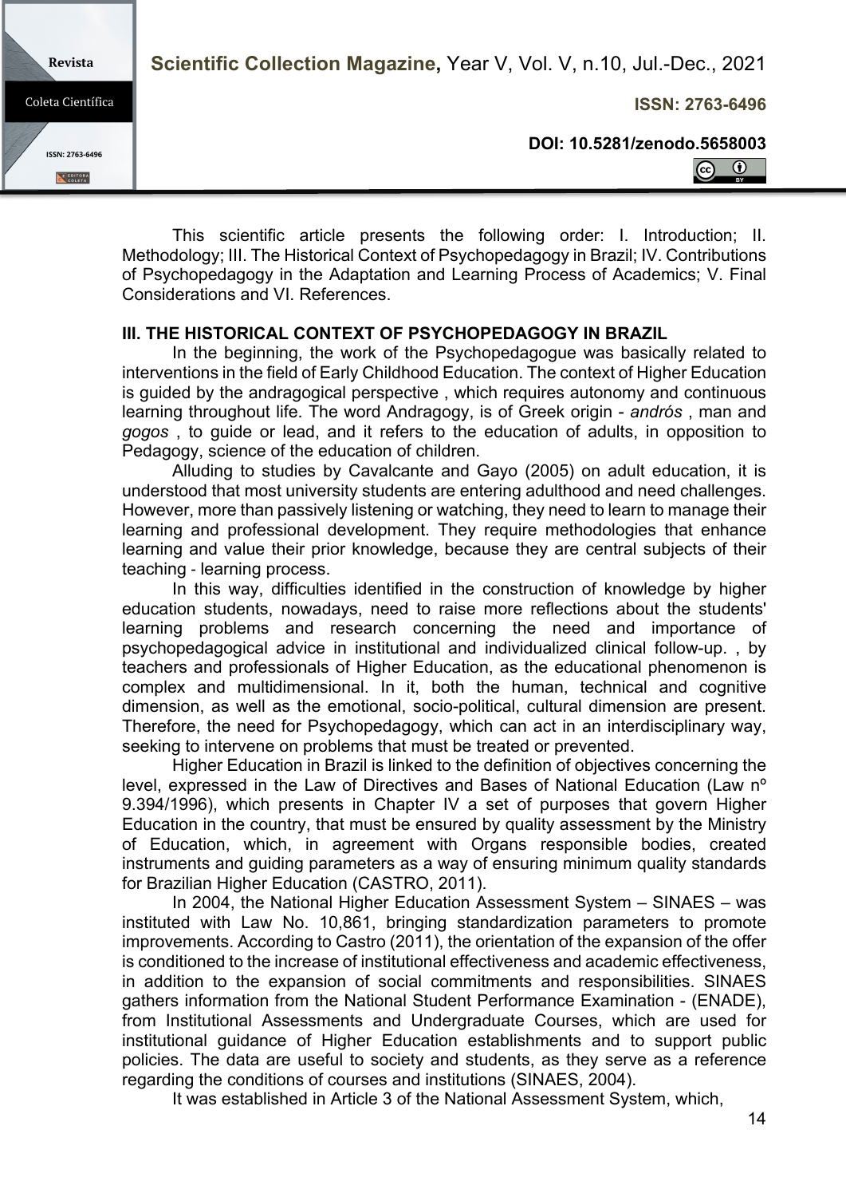This scientific article presents the following order: I. Introduction; II. Methodology; III. The Historical Context of Psychopedagogy in Brazil; IV. Contributions of Psychopedagogy in the Adaptation and Learning Process of Academics; V. Final Considerations and VI. References.

## III. THE HISTORICAL CONTEXT OF PSYCHOPEDAGOGY IN BRAZIL

In the beginning, the work of the Psychopedagogue was basically related to interventions in the field of Early Childhood Education. The context of Higher Education is guided by the andragogical perspective , which requires autonomy and continuous learning throughout life. The word Andragogy, is of Greek origin - *andrós* , man and *gogos* , to guide or lead, and it refers to the education of adults, in opposition to Pedagogy, science of the education of children.

Alluding to studies by Cavalcante and Gayo (2005) on adult education, it is understood that most university students are entering adulthood and need challenges. However, more than passively listening or watching, they need to learn to manage their learning and professional development. They require methodologies that enhance learning and value their prior knowledge, because they are central subjects of their teaching - learning process.

In this way, difficulties identified in the construction of knowledge by higher education students, nowadays, need to raise more reflections about the students' learning problems and research concerning the need and importance of psychopedagogical advice in institutional and individualized clinical follow-up. , by teachers and professionals of Higher Education, as the educational phenomenon is complex and multidimensional. In it, both the human, technical and cognitive dimension, as well as the emotional, socio-political, cultural dimension are present. Therefore, the need for Psychopedagogy, which can act in an interdisciplinary way, seeking to intervene on problems that must be treated or prevented.

Higher Education in Brazil is linked to the definition of objectives concerning the level, expressed in the Law of Directives and Bases of National Education (Law nº 9.394/1996), which presents in Chapter IV a set of purposes that govern Higher Education in the country, that must be ensured by quality assessment by the Ministry of Education, which, in agreement with Organs responsible bodies, created instruments and guiding parameters as a way of ensuring minimum quality standards for Brazilian Higher Education (CASTRO, 2011).

In 2004, the National Higher Education Assessment System – SINAES – was instituted with Law No. 10,861, bringing standardization parameters to promote improvements. According to Castro (2011), the orientation of the expansion of the offer is conditioned to the increase of institutional effectiveness and academic effectiveness, in addition to the expansion of social commitments and responsibilities. SINAES gathers information from the National Student Performance Examination - (ENADE), from Institutional Assessments and Undergraduate Courses, which are used for institutional guidance of Higher Education establishments and to support public policies. The data are useful to society and students, as they serve as a reference regarding the conditions of courses and institutions (SINAES, 2004).

It was established in Article 3 of the National Assessment System, which,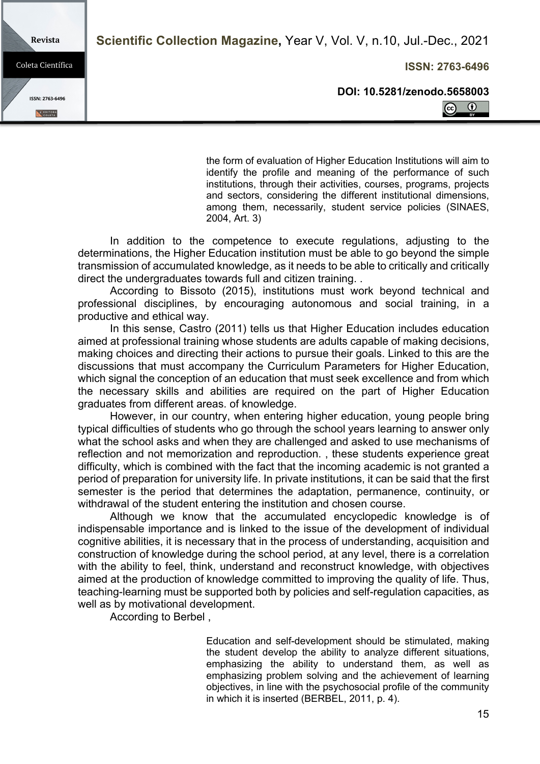> the form of evaluation of Higher Education Institutions will aim to identify the profile and meaning of the performance of such institutions, through their activities, courses, programs, projects and sectors, considering the different institutional dimensions, among them, necessarily, student service policies (SINAES, 2004, Art. 3)

In addition to the competence to execute regulations, adjusting to the determinations, the Higher Education institution must be able to go beyond the simple transmission of accumulated knowledge, as it needs to be able to critically and critically direct the undergraduates towards full and citizen training. .

According to Bissoto (2015), institutions must work beyond technical and professional disciplines, by encouraging autonomous and social training, in a productive and ethical way.

In this sense, Castro (2011) tells us that Higher Education includes education aimed at professional training whose students are adults capable of making decisions, making choices and directing their actions to pursue their goals. Linked to this are the discussions that must accompany the Curriculum Parameters for Higher Education, which signal the conception of an education that must seek excellence and from which the necessary skills and abilities are required on the part of Higher Education graduates from different areas. of knowledge.

However, in our country, when entering higher education, young people bring typical difficulties of students who go through the school years learning to answer only what the school asks and when they are challenged and asked to use mechanisms of reflection and not memorization and reproduction. , these students experience great difficulty, which is combined with the fact that the incoming academic is not granted a period of preparation for university life. In private institutions, it can be said that the first semester is the period that determines the adaptation, permanence, continuity, or withdrawal of the student entering the institution and chosen course.

Although we know that the accumulated encyclopedic knowledge is of indispensable importance and is linked to the issue of the development of individual cognitive abilities, it is necessary that in the process of understanding, acquisition and construction of knowledge during the school period, at any level, there is a correlation with the ability to feel, think, understand and reconstruct knowledge, with objectives aimed at the production of knowledge committed to improving the quality of life. Thus, teaching-learning must be supported both by policies and self-regulation capacities, as well as by motivational development.

According to Berbel ,

> Education and self-development should be stimulated, making the student develop the ability to analyze different situations, emphasizing the ability to understand them, as well as emphasizing problem solving and the achievement of learning objectives, in line with the psychosocial profile of the community in which it is inserted (BERBEL, 2011, p. 4).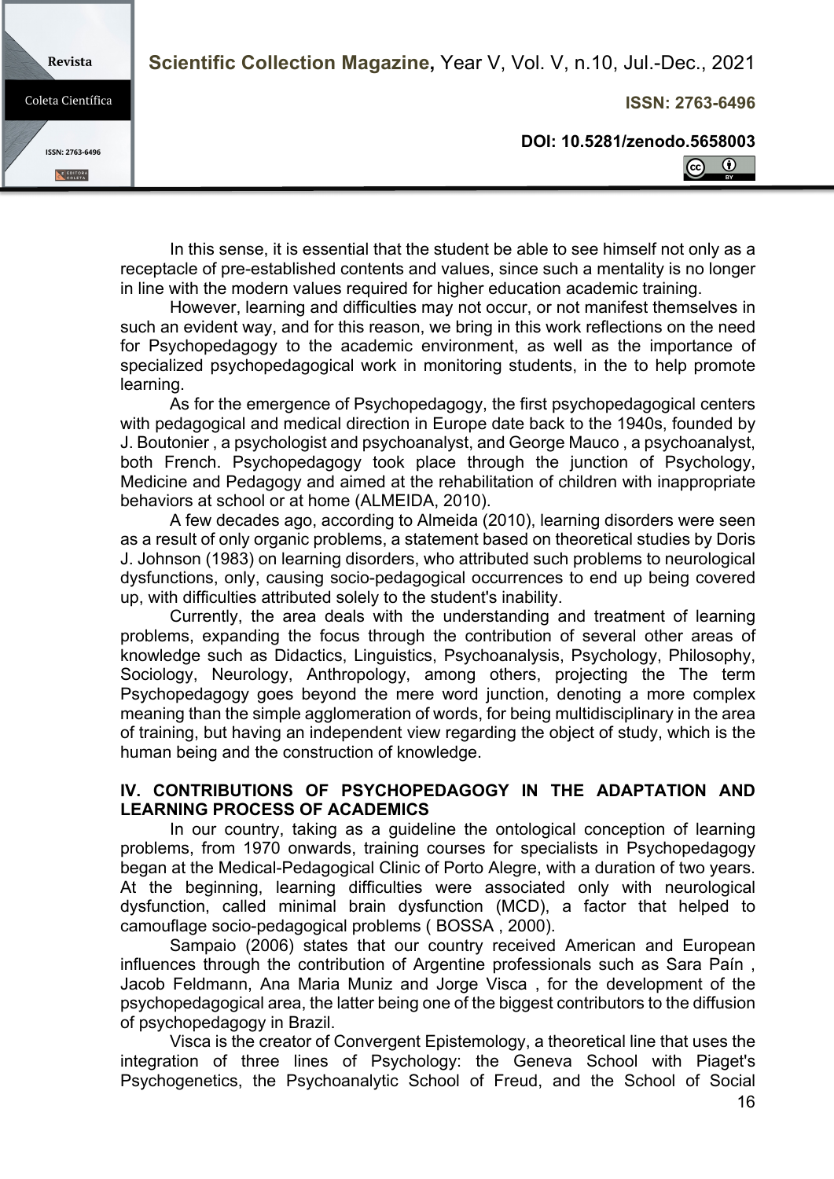In this sense, it is essential that the student be able to see himself not only as a receptacle of pre-established contents and values, since such a mentality is no longer in line with the modern values required for higher education academic training.

However, learning and difficulties may not occur, or not manifest themselves in such an evident way, and for this reason, we bring in this work reflections on the need for Psychopedagogy to the academic environment, as well as the importance of specialized psychopedagogical work in monitoring students, in the to help promote learning.

As for the emergence of Psychopedagogy, the first psychopedagogical centers with pedagogical and medical direction in Europe date back to the 1940s, founded by J. Boutonier , a psychologist and psychoanalyst, and George Mauco , a psychoanalyst, both French. Psychopedagogy took place through the junction of Psychology, Medicine and Pedagogy and aimed at the rehabilitation of children with inappropriate behaviors at school or at home (ALMEIDA, 2010).

A few decades ago, according to Almeida (2010), learning disorders were seen as a result of only organic problems, a statement based on theoretical studies by Doris J. Johnson (1983) on learning disorders, who attributed such problems to neurological dysfunctions, only, causing socio-pedagogical occurrences to end up being covered up, with difficulties attributed solely to the student's inability.

Currently, the area deals with the understanding and treatment of learning problems, expanding the focus through the contribution of several other areas of knowledge such as Didactics, Linguistics, Psychoanalysis, Psychology, Philosophy, Sociology, Neurology, Anthropology, among others, projecting the The term Psychopedagogy goes beyond the mere word junction, denoting a more complex meaning than the simple agglomeration of words, for being multidisciplinary in the area of training, but having an independent view regarding the object of study, which is the human being and the construction of knowledge.

## IV. CONTRIBUTIONS OF PSYCHOPEDAGOGY IN THE ADAPTATION AND LEARNING PROCESS OF ACADEMICS

In our country, taking as a guideline the ontological conception of learning problems, from 1970 onwards, training courses for specialists in Psychopedagogy began at the Medical-Pedagogical Clinic of Porto Alegre, with a duration of two years. At the beginning, learning difficulties were associated only with neurological dysfunction, called minimal brain dysfunction (MCD), a factor that helped to camouflage socio-pedagogical problems ( BOSSA , 2000).

Sampaio (2006) states that our country received American and European influences through the contribution of Argentine professionals such as Sara Paín , Jacob Feldmann, Ana Maria Muniz and Jorge Visca , for the development of the psychopedagogical area, the latter being one of the biggest contributors to the diffusion of psychopedagogy in Brazil.

Visca is the creator of Convergent Epistemology, a theoretical line that uses the integration of three lines of Psychology: the Geneva School with Piaget's Psychogenetics, the Psychoanalytic School of Freud, and the School of Social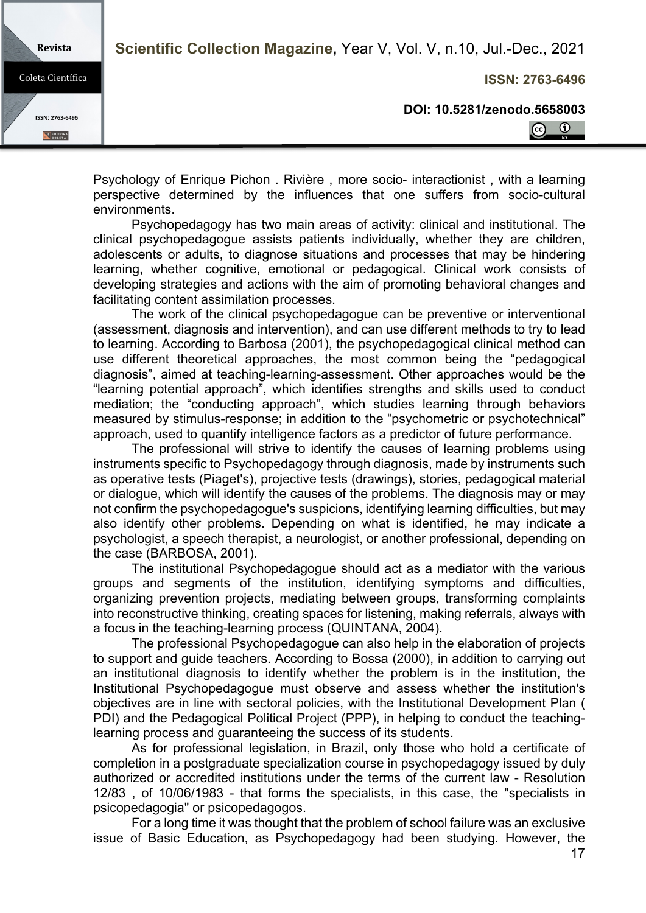Psychology of Enrique Pichon . Rivière , more socio- interactionist , with a learning perspective determined by the influences that one suffers from socio-cultural environments.

Psychopedagogy has two main areas of activity: clinical and institutional. The clinical psychopedagogue assists patients individually, whether they are children, adolescents or adults, to diagnose situations and processes that may be hindering learning, whether cognitive, emotional or pedagogical. Clinical work consists of developing strategies and actions with the aim of promoting behavioral changes and facilitating content assimilation processes.

The work of the clinical psychopedagogue can be preventive or interventional (assessment, diagnosis and intervention), and can use different methods to try to lead to learning. According to Barbosa (2001), the psychopedagogical clinical method can use different theoretical approaches, the most common being the "pedagogical diagnosis", aimed at teaching-learning-assessment. Other approaches would be the "learning potential approach", which identifies strengths and skills used to conduct mediation; the "conducting approach", which studies learning through behaviors measured by stimulus-response; in addition to the "psychometric or psychotechnical" approach, used to quantify intelligence factors as a predictor of future performance.

The professional will strive to identify the causes of learning problems using instruments specific to Psychopedagogy through diagnosis, made by instruments such as operative tests (Piaget's), projective tests (drawings), stories, pedagogical material or dialogue, which will identify the causes of the problems. The diagnosis may or may not confirm the psychopedagogue's suspicions, identifying learning difficulties, but may also identify other problems. Depending on what is identified, he may indicate a psychologist, a speech therapist, a neurologist, or another professional, depending on the case (BARBOSA, 2001).

The institutional Psychopedagogue should act as a mediator with the various groups and segments of the institution, identifying symptoms and difficulties, organizing prevention projects, mediating between groups, transforming complaints into reconstructive thinking, creating spaces for listening, making referrals, always with a focus in the teaching-learning process (QUINTANA, 2004).

The professional Psychopedagogue can also help in the elaboration of projects to support and guide teachers. According to Bossa (2000), in addition to carrying out an institutional diagnosis to identify whether the problem is in the institution, the Institutional Psychopedagogue must observe and assess whether the institution's objectives are in line with sectoral policies, with the Institutional Development Plan ( PDI) and the Pedagogical Political Project (PPP), in helping to conduct the teaching-learning process and guaranteeing the success of its students.

As for professional legislation, in Brazil, only those who hold a certificate of completion in a postgraduate specialization course in psychopedagogy issued by duly authorized or accredited institutions under the terms of the current law - Resolution 12/83 , of 10/06/1983 - that forms the specialists, in this case, the "specialists in psicopedagogia" or psicopedagogos.

For a long time it was thought that the problem of school failure was an exclusive issue of Basic Education, as Psychopedagogy had been studying. However, the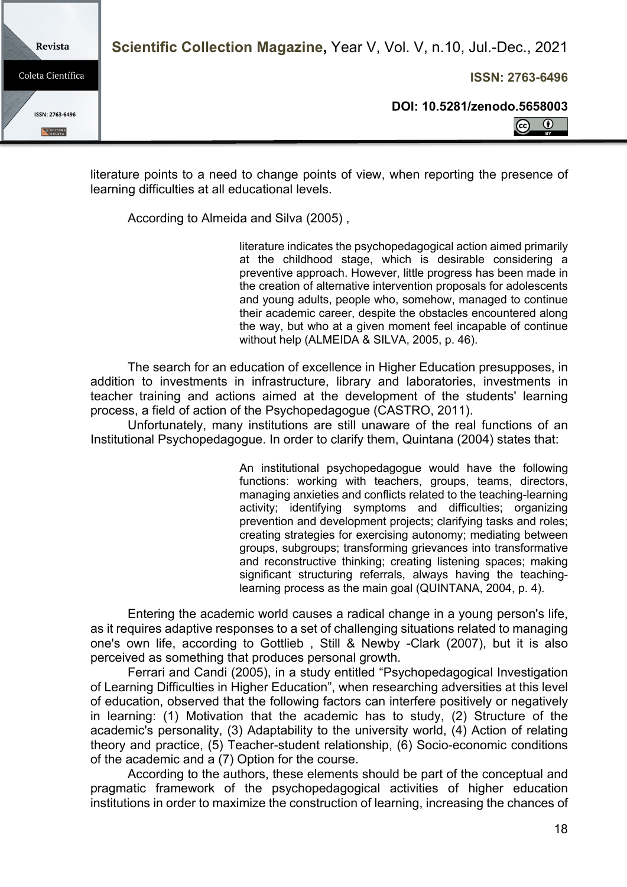literature points to a need to change points of view, when reporting the presence of learning difficulties at all educational levels.

According to Almeida and Silva (2005) ,

> literature indicates the psychopedagogical action aimed primarily at the childhood stage, which is desirable considering a preventive approach. However, little progress has been made in the creation of alternative intervention proposals for adolescents and young adults, people who, somehow, managed to continue their academic career, despite the obstacles encountered along the way, but who at a given moment feel incapable of continue without help (ALMEIDA & SILVA, 2005, p. 46).

The search for an education of excellence in Higher Education presupposes, in addition to investments in infrastructure, library and laboratories, investments in teacher training and actions aimed at the development of the students' learning process, a field of action of the Psychopedagogue (CASTRO, 2011).

Unfortunately, many institutions are still unaware of the real functions of an Institutional Psychopedagogue. In order to clarify them, Quintana (2004) states that:

> An institutional psychopedagogue would have the following functions: working with teachers, groups, teams, directors, managing anxieties and conflicts related to the teaching-learning activity; identifying symptoms and difficulties; organizing prevention and development projects; clarifying tasks and roles; creating strategies for exercising autonomy; mediating between groups, subgroups; transforming grievances into transformative and reconstructive thinking; creating listening spaces; making significant structuring referrals, always having the teaching-learning process as the main goal (QUINTANA, 2004, p. 4).

Entering the academic world causes a radical change in a young person's life, as it requires adaptive responses to a set of challenging situations related to managing one's own life, according to Gottlieb , Still & Newby -Clark (2007), but it is also perceived as something that produces personal growth.

Ferrari and Candi (2005), in a study entitled "Psychopedagogical Investigation of Learning Difficulties in Higher Education", when researching adversities at this level of education, observed that the following factors can interfere positively or negatively in learning: (1) Motivation that the academic has to study, (2) Structure of the academic's personality, (3) Adaptability to the university world, (4) Action of relating theory and practice, (5) Teacher-student relationship, (6) Socio-economic conditions of the academic and a (7) Option for the course.

According to the authors, these elements should be part of the conceptual and pragmatic framework of the psychopedagogical activities of higher education institutions in order to maximize the construction of learning, increasing the chances of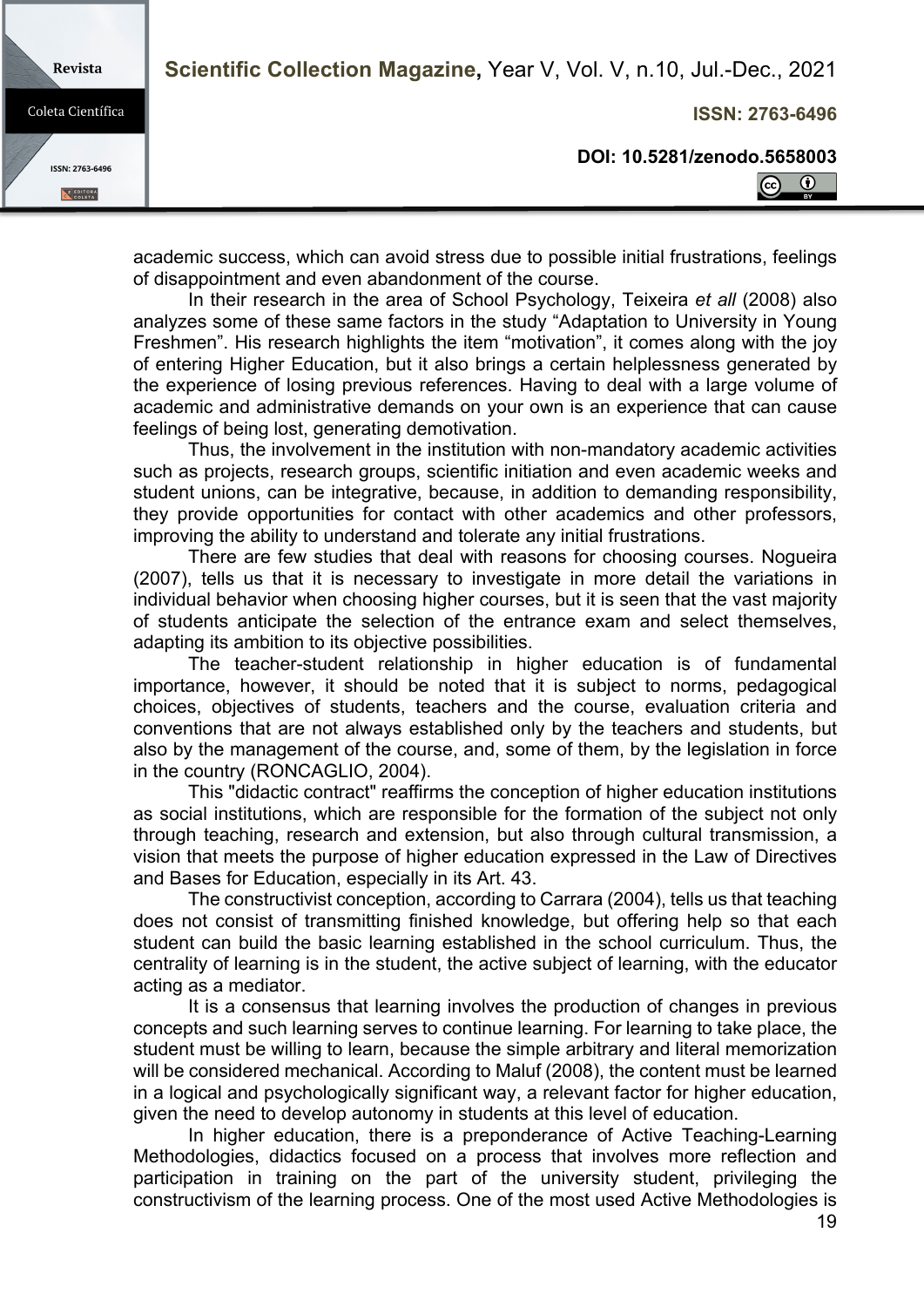academic success, which can avoid stress due to possible initial frustrations, feelings of disappointment and even abandonment of the course.

In their research in the area of School Psychology, Teixeira *et all* (2008) also analyzes some of these same factors in the study "Adaptation to University in Young Freshmen". His research highlights the item "motivation", it comes along with the joy of entering Higher Education, but it also brings a certain helplessness generated by the experience of losing previous references. Having to deal with a large volume of academic and administrative demands on your own is an experience that can cause feelings of being lost, generating demotivation.

Thus, the involvement in the institution with non-mandatory academic activities such as projects, research groups, scientific initiation and even academic weeks and student unions, can be integrative, because, in addition to demanding responsibility, they provide opportunities for contact with other academics and other professors, improving the ability to understand and tolerate any initial frustrations.

There are few studies that deal with reasons for choosing courses. Nogueira (2007), tells us that it is necessary to investigate in more detail the variations in individual behavior when choosing higher courses, but it is seen that the vast majority of students anticipate the selection of the entrance exam and select themselves, adapting its ambition to its objective possibilities.

The teacher-student relationship in higher education is of fundamental importance, however, it should be noted that it is subject to norms, pedagogical choices, objectives of students, teachers and the course, evaluation criteria and conventions that are not always established only by the teachers and students, but also by the management of the course, and, some of them, by the legislation in force in the country (RONCAGLIO, 2004).

This "didactic contract" reaffirms the conception of higher education institutions as social institutions, which are responsible for the formation of the subject not only through teaching, research and extension, but also through cultural transmission, a vision that meets the purpose of higher education expressed in the Law of Directives and Bases for Education, especially in its Art. 43.

The constructivist conception, according to Carrara (2004), tells us that teaching does not consist of transmitting finished knowledge, but offering help so that each student can build the basic learning established in the school curriculum. Thus, the centrality of learning is in the student, the active subject of learning, with the educator acting as a mediator.

It is a consensus that learning involves the production of changes in previous concepts and such learning serves to continue learning. For learning to take place, the student must be willing to learn, because the simple arbitrary and literal memorization will be considered mechanical. According to Maluf (2008), the content must be learned in a logical and psychologically significant way, a relevant factor for higher education, given the need to develop autonomy in students at this level of education.

In higher education, there is a preponderance of Active Teaching-Learning Methodologies, didactics focused on a process that involves more reflection and participation in training on the part of the university student, privileging the constructivism of the learning process. One of the most used Active Methodologies is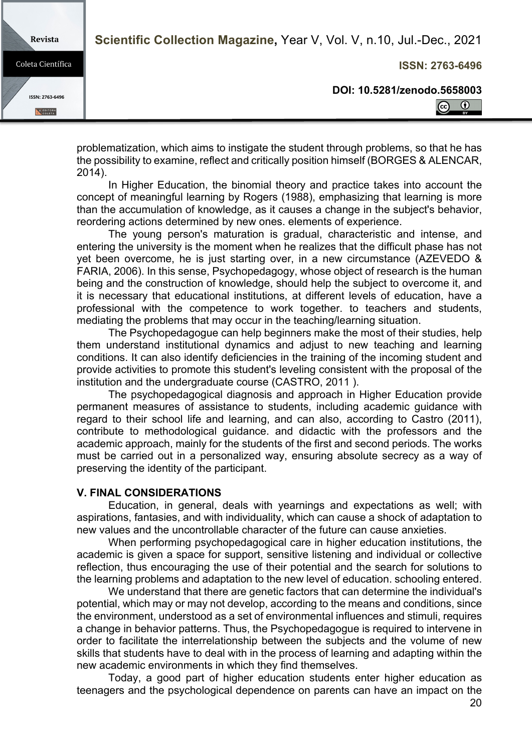problematization, which aims to instigate the student through problems, so that he has the possibility to examine, reflect and critically position himself (BORGES & ALENCAR, 2014).

In Higher Education, the binomial theory and practice takes into account the concept of meaningful learning by Rogers (1988), emphasizing that learning is more than the accumulation of knowledge, as it causes a change in the subject's behavior, reordering actions determined by new ones. elements of experience.

The young person's maturation is gradual, characteristic and intense, and entering the university is the moment when he realizes that the difficult phase has not yet been overcome, he is just starting over, in a new circumstance (AZEVEDO & FARIA, 2006). In this sense, Psychopedagogy, whose object of research is the human being and the construction of knowledge, should help the subject to overcome it, and it is necessary that educational institutions, at different levels of education, have a professional with the competence to work together. to teachers and students, mediating the problems that may occur in the teaching/learning situation.

The Psychopedagogue can help beginners make the most of their studies, help them understand institutional dynamics and adjust to new teaching and learning conditions. It can also identify deficiencies in the training of the incoming student and provide activities to promote this student's leveling consistent with the proposal of the institution and the undergraduate course (CASTRO, 2011 ).

The psychopedagogical diagnosis and approach in Higher Education provide permanent measures of assistance to students, including academic guidance with regard to their school life and learning, and can also, according to Castro (2011), contribute to methodological guidance. and didactic with the professors and the academic approach, mainly for the students of the first and second periods. The works must be carried out in a personalized way, ensuring absolute secrecy as a way of preserving the identity of the participant.

## V. FINAL CONSIDERATIONS

Education, in general, deals with yearnings and expectations as well; with aspirations, fantasies, and with individuality, which can cause a shock of adaptation to new values and the uncontrollable character of the future can cause anxieties.

When performing psychopedagogical care in higher education institutions, the academic is given a space for support, sensitive listening and individual or collective reflection, thus encouraging the use of their potential and the search for solutions to the learning problems and adaptation to the new level of education. schooling entered.

We understand that there are genetic factors that can determine the individual's potential, which may or may not develop, according to the means and conditions, since the environment, understood as a set of environmental influences and stimuli, requires a change in behavior patterns. Thus, the Psychopedagogue is required to intervene in order to facilitate the interrelationship between the subjects and the volume of new skills that students have to deal with in the process of learning and adapting within the new academic environments in which they find themselves.

Today, a good part of higher education students enter higher education as teenagers and the psychological dependence on parents can have an impact on the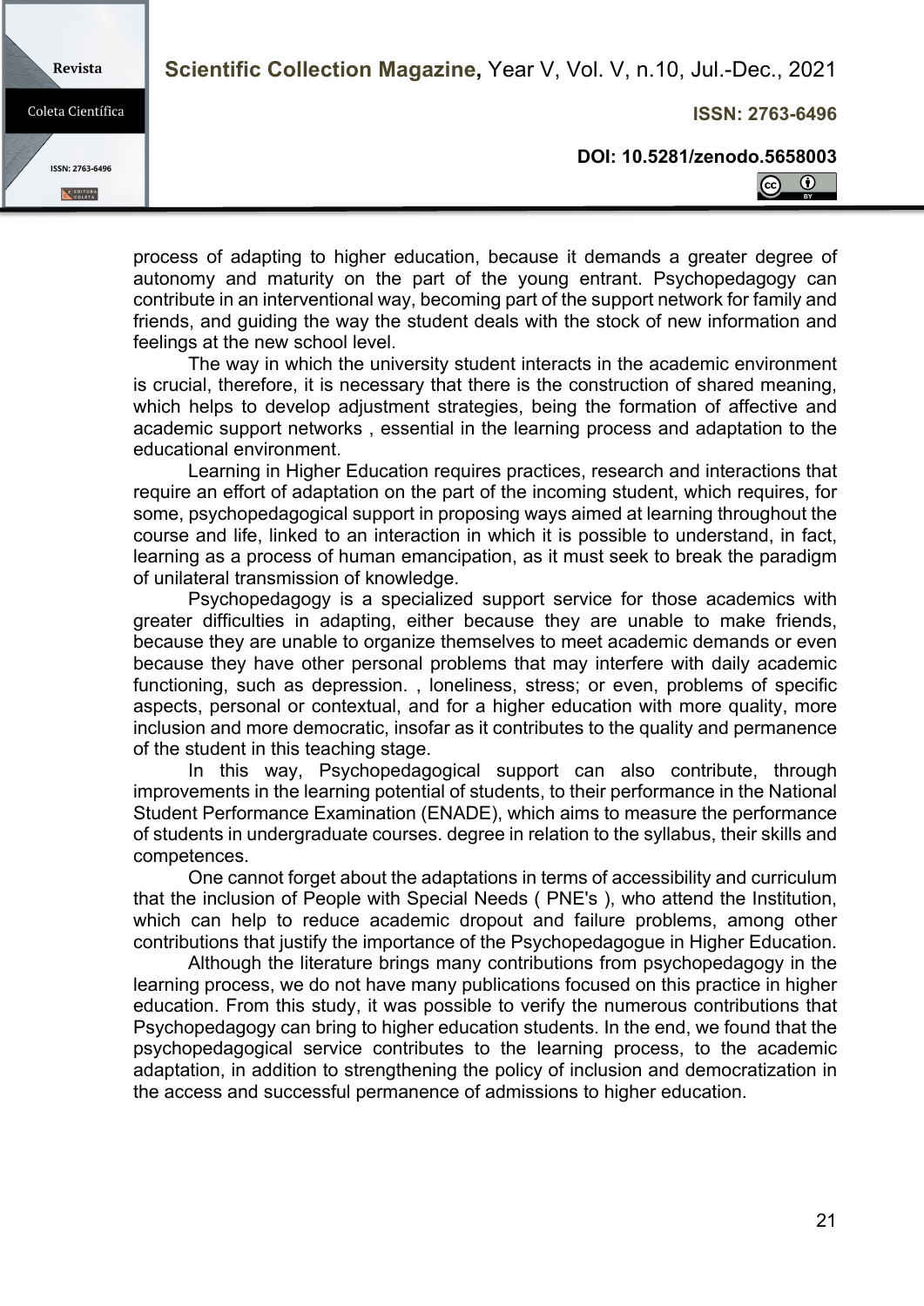process of adapting to higher education, because it demands a greater degree of autonomy and maturity on the part of the young entrant. Psychopedagogy can contribute in an interventional way, becoming part of the support network for family and friends, and guiding the way the student deals with the stock of new information and feelings at the new school level.

The way in which the university student interacts in the academic environment is crucial, therefore, it is necessary that there is the construction of shared meaning, which helps to develop adjustment strategies, being the formation of affective and academic support networks , essential in the learning process and adaptation to the educational environment.

Learning in Higher Education requires practices, research and interactions that require an effort of adaptation on the part of the incoming student, which requires, for some, psychopedagogical support in proposing ways aimed at learning throughout the course and life, linked to an interaction in which it is possible to understand, in fact, learning as a process of human emancipation, as it must seek to break the paradigm of unilateral transmission of knowledge.

Psychopedagogy is a specialized support service for those academics with greater difficulties in adapting, either because they are unable to make friends, because they are unable to organize themselves to meet academic demands or even because they have other personal problems that may interfere with daily academic functioning, such as depression. , loneliness, stress; or even, problems of specific aspects, personal or contextual, and for a higher education with more quality, more inclusion and more democratic, insofar as it contributes to the quality and permanence of the student in this teaching stage.

In this way, Psychopedagogical support can also contribute, through improvements in the learning potential of students, to their performance in the National Student Performance Examination (ENADE), which aims to measure the performance of students in undergraduate courses. degree in relation to the syllabus, their skills and competences.

One cannot forget about the adaptations in terms of accessibility and curriculum that the inclusion of People with Special Needs ( PNE's ), who attend the Institution, which can help to reduce academic dropout and failure problems, among other contributions that justify the importance of the Psychopedagogue in Higher Education.

Although the literature brings many contributions from psychopedagogy in the learning process, we do not have many publications focused on this practice in higher education. From this study, it was possible to verify the numerous contributions that Psychopedagogy can bring to higher education students. In the end, we found that the psychopedagogical service contributes to the learning process, to the academic adaptation, in addition to strengthening the policy of inclusion and democratization in the access and successful permanence of admissions to higher education.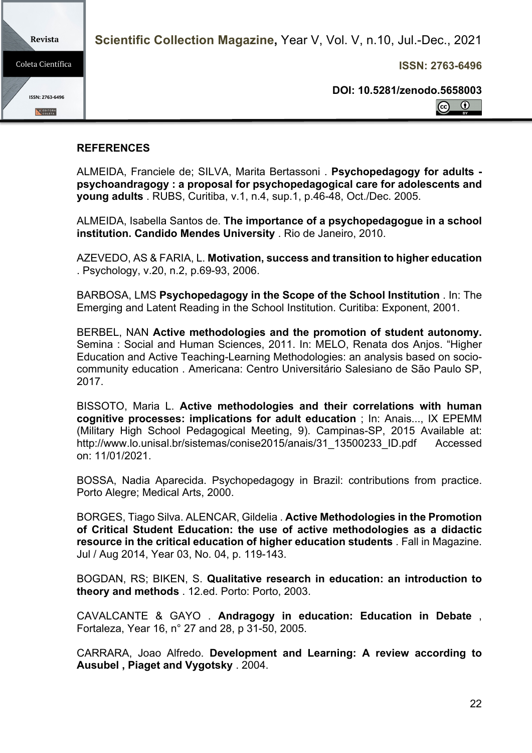## REFERENCES

ALMEIDA, Franciele de; SILVA, Marita Bertassoni . **Psychopedagogy for adults - psychoandragogy : a proposal for psychopedagogical care for adolescents and young adults** . RUBS, Curitiba, v.1, n.4, sup.1, p.46-48, Oct./Dec. 2005.

ALMEIDA, Isabella Santos de. **The importance of a psychopedagogue in a school institution. Candido Mendes University** . Rio de Janeiro, 2010.

AZEVEDO, AS & FARIA, L. **Motivation, success and transition to higher education** . Psychology, v.20, n.2, p.69-93, 2006.

BARBOSA, LMS **Psychopedagogy in the Scope of the School Institution** . In: The Emerging and Latent Reading in the School Institution. Curitiba: Exponent, 2001.

BERBEL, NAN **Active methodologies and the promotion of student autonomy.** Semina : Social and Human Sciences, 2011. In: MELO, Renata dos Anjos. "Higher Education and Active Teaching-Learning Methodologies: an analysis based on socio-community education . Americana: Centro Universitário Salesiano de São Paulo SP, 2017.

BISSOTO, Maria L. **Active methodologies and their correlations with human cognitive processes: implications for adult education** ; In: Anais..., IX EPEMM (Military High School Pedagogical Meeting, 9). Campinas-SP, 2015 Available at: http://www.lo.unisal.br/sistemas/conise2015/anais/31_13500233_ID.pdf Accessed on: 11/01/2021.

BOSSA, Nadia Aparecida. Psychopedagogy in Brazil: contributions from practice. Porto Alegre; Medical Arts, 2000.

BORGES, Tiago Silva. ALENCAR, Gildelia . **Active Methodologies in the Promotion of Critical Student Education: the use of active methodologies as a didactic resource in the critical education of higher education students** . Fall in Magazine. Jul / Aug 2014, Year 03, No. 04, p. 119-143.

BOGDAN, RS; BIKEN, S. **Qualitative research in education: an introduction to theory and methods** . 12.ed. Porto: Porto, 2003.

CAVALCANTE & GAYO . **Andragogy in education: Education in Debate** , Fortaleza, Year 16, n° 27 and 28, p 31-50, 2005.

CARRARA, Joao Alfredo. **Development and Learning: A review according to Ausubel , Piaget and Vygotsky** . 2004.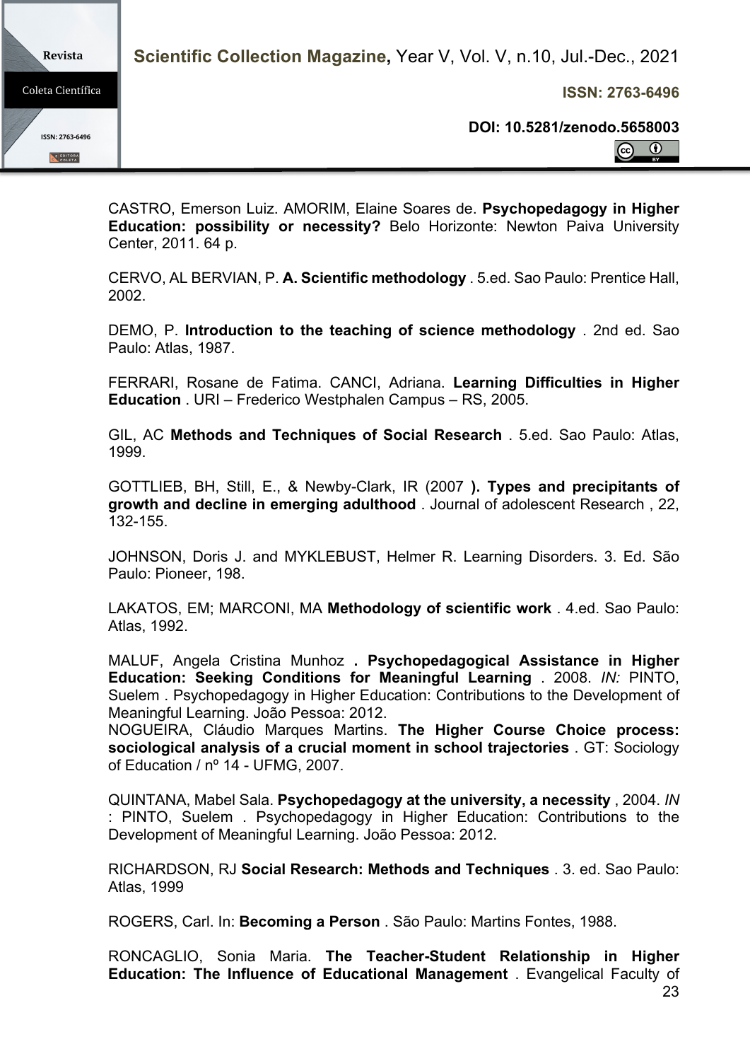CASTRO, Emerson Luiz. AMORIM, Elaine Soares de. **Psychopedagogy in Higher Education: possibility or necessity?** Belo Horizonte: Newton Paiva University Center, 2011. 64 p.

CERVO, AL BERVIAN, P. **A. Scientific methodology** . 5.ed. Sao Paulo: Prentice Hall, 2002.

DEMO, P. **Introduction to the teaching of science methodology** . 2nd ed. Sao Paulo: Atlas, 1987.

FERRARI, Rosane de Fatima. CANCI, Adriana. **Learning Difficulties in Higher Education** . URI – Frederico Westphalen Campus – RS, 2005.

GIL, AC **Methods and Techniques of Social Research** . 5.ed. Sao Paulo: Atlas, 1999.

GOTTLIEB, BH, Still, E., & Newby-Clark, IR (2007 **). Types and precipitants of growth and decline in emerging adulthood** . Journal of adolescent Research , 22, 132-155.

JOHNSON, Doris J. and MYKLEBUST, Helmer R. Learning Disorders. 3. Ed. São Paulo: Pioneer, 198.

LAKATOS, EM; MARCONI, MA **Methodology of scientific work** . 4.ed. Sao Paulo: Atlas, 1992.

MALUF, Angela Cristina Munhoz **. Psychopedagogical Assistance in Higher Education: Seeking Conditions for Meaningful Learning** . 2008. *IN:* PINTO, Suelem . Psychopedagogy in Higher Education: Contributions to the Development of Meaningful Learning. João Pessoa: 2012.

NOGUEIRA, Cláudio Marques Martins. **The Higher Course Choice process: sociological analysis of a crucial moment in school trajectories** . GT: Sociology of Education / nº 14 - UFMG, 2007.

QUINTANA, Mabel Sala. **Psychopedagogy at the university, a necessity** , 2004. *IN* : PINTO, Suelem . Psychopedagogy in Higher Education: Contributions to the Development of Meaningful Learning. João Pessoa: 2012.

RICHARDSON, RJ **Social Research: Methods and Techniques** . 3. ed. Sao Paulo: Atlas, 1999

ROGERS, Carl. In: **Becoming a Person** . São Paulo: Martins Fontes, 1988.

RONCAGLIO, Sonia Maria. **The Teacher-Student Relationship in Higher Education: The Influence of Educational Management** . Evangelical Faculty of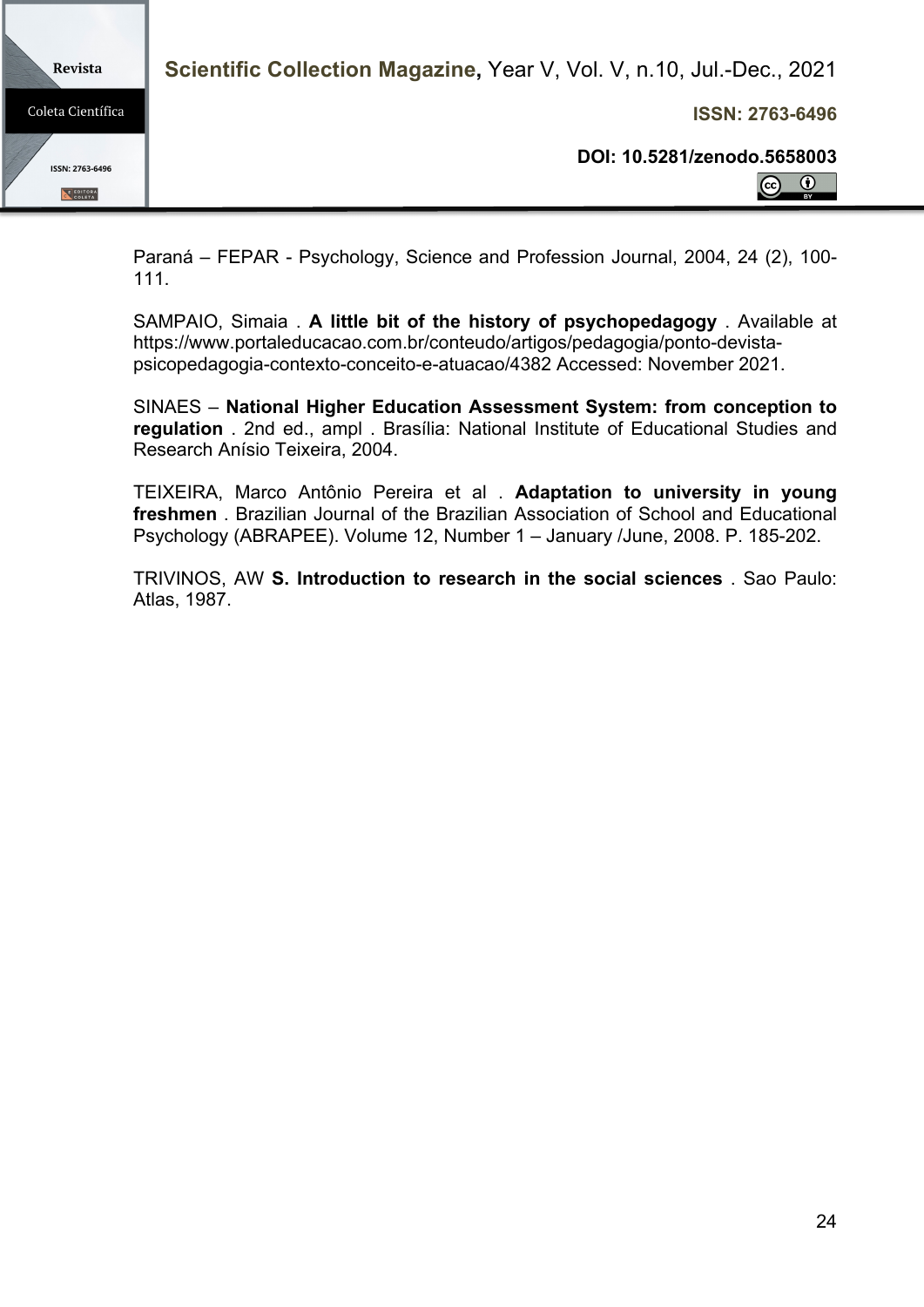Paraná – FEPAR - Psychology, Science and Profession Journal, 2004, 24 (2), 100-111.

SAMPAIO, Simaia . **A little bit of the history of psychopedagogy** . Available at https://www.portaleducacao.com.br/conteudo/artigos/pedagogia/ponto-devista-psicopedagogia-contexto-conceito-e-atuacao/4382 Accessed: November 2021.

SINAES – **National Higher Education Assessment System: from conception to regulation** . 2nd ed., ampl . Brasília: National Institute of Educational Studies and Research Anísio Teixeira, 2004.

TEIXEIRA, Marco Antônio Pereira et al . **Adaptation to university in young freshmen** . Brazilian Journal of the Brazilian Association of School and Educational Psychology (ABRAPEE). Volume 12, Number 1 – January /June, 2008. P. 185-202.

TRIVINOS, AW **S. Introduction to research in the social sciences** . Sao Paulo: Atlas, 1987.